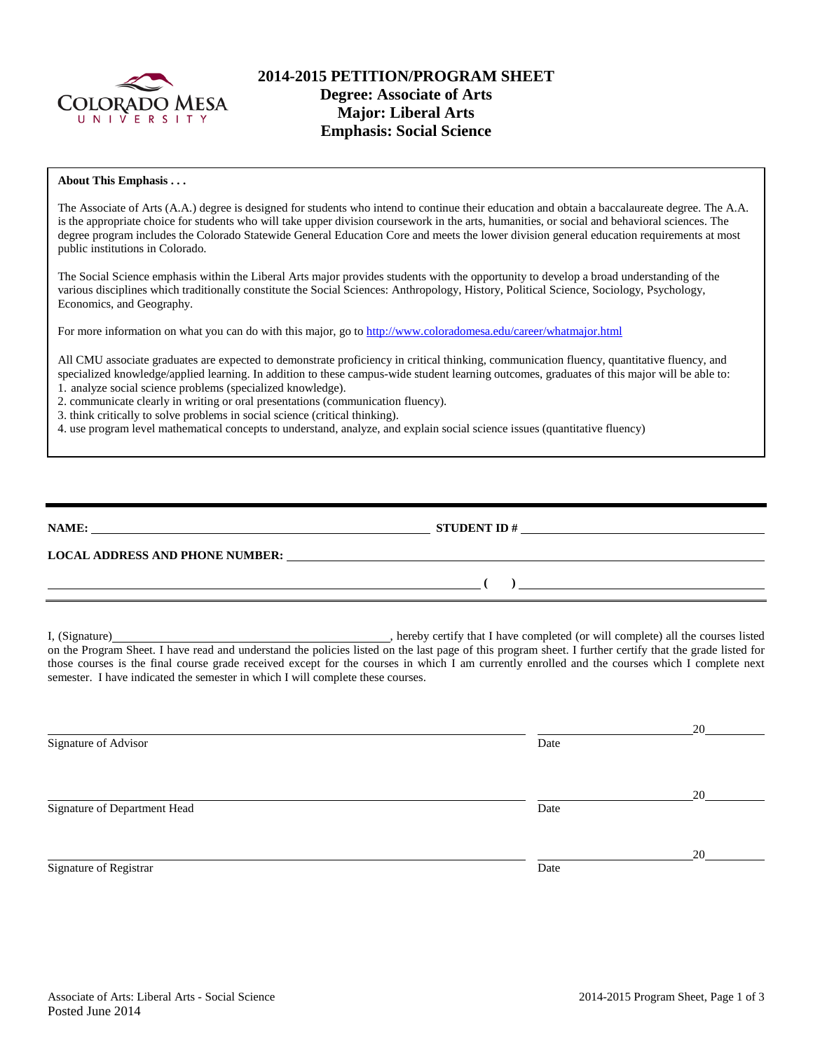# 2014-2015 PETITION/PROGRAM SHEET
## Degree: Associate of Arts
## Major: Liberal Arts
## Emphasis: Social Science

**About This Emphasis . . .**

The Associate of Arts (A.A.) degree is designed for students who intend to continue their education and obtain a baccalaureate degree. The A.A. is the appropriate choice for students who will take upper division coursework in the arts, humanities, or social and behavioral sciences. The degree program includes the Colorado Statewide General Education Core and meets the lower division general education requirements at most public institutions in Colorado.

The Social Science emphasis within the Liberal Arts major provides students with the opportunity to develop a broad understanding of the various disciplines which traditionally constitute the Social Sciences: Anthropology, History, Political Science, Sociology, Psychology, Economics, and Geography.

For more information on what you can do with this major, go to http://www.coloradomesa.edu/career/whatmajor.html

All CMU associate graduates are expected to demonstrate proficiency in critical thinking, communication fluency, quantitative fluency, and specialized knowledge/applied learning. In addition to these campus-wide student learning outcomes, graduates of this major will be able to:

1. analyze social science problems (specialized knowledge).
2. communicate clearly in writing or oral presentations (communication fluency).
3. think critically to solve problems in social science (critical thinking).
4. use program level mathematical concepts to understand, analyze, and explain social science issues (quantitative fluency)

---

**NAME:** ______________________________ **STUDENT ID #** ______________________________

**LOCAL ADDRESS AND PHONE NUMBER:** ______________________________

______________________________ **( )** ______________________________

I, (Signature) ______________________________, hereby certify that I have completed (or will complete) all the courses listed on the Program Sheet. I have read and understand the policies listed on the last page of this program sheet. I further certify that the grade listed for those courses is the final course grade received except for the courses in which I am currently enrolled and the courses which I complete next semester. I have indicated the semester in which I will complete these courses.

______________________________ ______________ 20______
Signature of Advisor Date

______________________________ ______________ 20______
Signature of Department Head Date

______________________________ ______________ 20______
Signature of Registrar Date

Associate of Arts: Liberal Arts - Social Science
Posted June 2014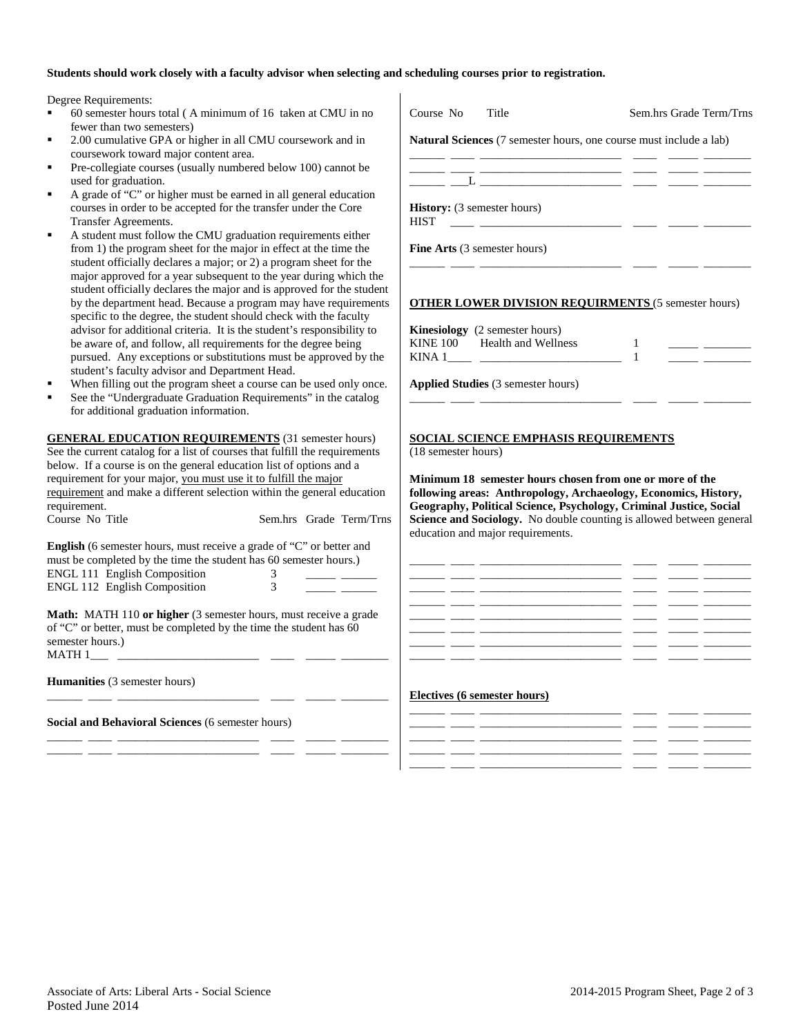**Students should work closely with a faculty advisor when selecting and scheduling courses prior to registration.**

Degree Requirements:

- 60 semester hours total ( A minimum of 16 taken at CMU in no fewer than two semesters)
- 2.00 cumulative GPA or higher in all CMU coursework and in coursework toward major content area.
- Pre-collegiate courses (usually numbered below 100) cannot be used for graduation.
- A grade of "C" or higher must be earned in all general education courses in order to be accepted for the transfer under the Core Transfer Agreements.
- A student must follow the CMU graduation requirements either from 1) the program sheet for the major in effect at the time the student officially declares a major; or 2) a program sheet for the major approved for a year subsequent to the year during which the student officially declares the major and is approved for the student by the department head. Because a program may have requirements specific to the degree, the student should check with the faculty advisor for additional criteria. It is the student's responsibility to be aware of, and follow, all requirements for the degree being pursued. Any exceptions or substitutions must be approved by the student's faculty advisor and Department Head.
- When filling out the program sheet a course can be used only once.
- See the "Undergraduate Graduation Requirements" in the catalog for additional graduation information.

**GENERAL EDUCATION REQUIREMENTS** (31 semester hours) See the current catalog for a list of courses that fulfill the requirements below. If a course is on the general education list of options and a requirement for your major, you must use it to fulfill the major requirement and make a different selection within the general education requirement.

| Course No | Title | Sem.hrs | Grade | Term/Trns |
|---|---|---|---|---|

**English** (6 semester hours, must receive a grade of "C" or better and must be completed by the time the student has 60 semester hours.)

| Course No | Title | Sem.hrs | Grade | Term/Trns |
|---|---|---|---|---|
| ENGL 111 | English Composition | 3 | _____ | ______ |
| ENGL 112 | English Composition | 3 | _____ | ______ |

**Math:** MATH 110 **or higher** (3 semester hours, must receive a grade of "C" or better, must be completed by the time the student has 60 semester hours.)

MATH 1___ ________________________ ____ _____ ________

**Humanities** (3 semester hours)

______ ____ ______________________ ____ _____ ________

**Social and Behavioral Sciences** (6 semester hours)

______ ____ ______________________ ____ _____ ________
______ ____ ______________________ ____ _____ ________

| Course No | Title | Sem.hrs | Grade | Term/Trns |
|---|---|---|---|---|

**Natural Sciences** (7 semester hours, one course must include a lab)

______ ____ ______________________ ____ _____ ________
______ ____ ______________________ ____ _____ ________
______ ___L ______________________ ____ _____ ________

**History:** (3 semester hours)

HIST ____ ________________________ ____ _____ ________

**Fine Arts** (3 semester hours)

______ ____ ______________________ ____ _____ ________

**OTHER LOWER DIVISION REQUIRMENTS** (5 semester hours)

**Kinesiology** (2 semester hours)

| Course No | Title | Sem.hrs | Grade | Term/Trns |
|---|---|---|---|---|
| KINE 100 | Health and Wellness | 1 | _____ | ________ |
| KINA 1____ | ________________________ | 1 | _____ | ________ |

**Applied Studies** (3 semester hours)

______ ____ ______________________ ____ _____ ________

**SOCIAL SCIENCE EMPHASIS REQUIREMENTS**
(18 semester hours)

**Minimum 18 semester hours chosen from one or more of the following areas: Anthropology, Archaeology, Economics, History, Geography, Political Science, Psychology, Criminal Justice, Social Science and Sociology.** No double counting is allowed between general education and major requirements.

______ ____ ______________________ ____ _____ ________
______ ____ ______________________ ____ _____ ________
______ ____ ______________________ ____ _____ ________
______ ____ ______________________ ____ _____ ________
______ ____ ______________________ ____ _____ ________
______ ____ ______________________ ____ _____ ________
______ ____ ______________________ ____ _____ ________
______ ____ ______________________ ____ _____ ________

**Electives (6 semester hours)**

______ ____ ______________________ ____ _____ ________
______ ____ ______________________ ____ _____ ________
______ ____ ______________________ ____ _____ ________
______ ____ ______________________ ____ _____ ________
______ ____ ______________________ ____ _____ ________

Associate of Arts: Liberal Arts - Social Science
Posted June 2014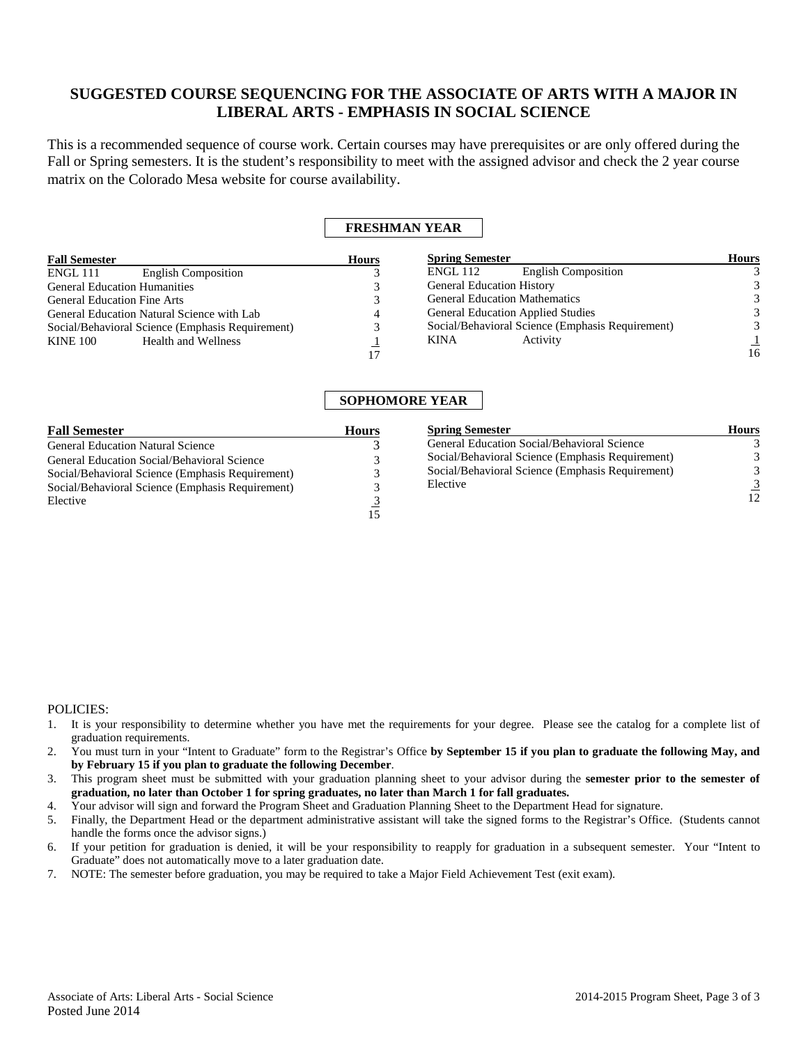## SUGGESTED COURSE SEQUENCING FOR THE ASSOCIATE OF ARTS WITH A MAJOR IN LIBERAL ARTS - EMPHASIS IN SOCIAL SCIENCE

This is a recommended sequence of course work. Certain courses may have prerequisites or are only offered during the Fall or Spring semesters. It is the student's responsibility to meet with the assigned advisor and check the 2 year course matrix on the Colorado Mesa website for course availability.

### FRESHMAN YEAR

| Fall Semester | | Hours |
|---|---|---|
| ENGL 111 | English Composition | 3 |
| General Education Humanities | | 3 |
| General Education Fine Arts | | 3 |
| General Education Natural Science with Lab | | 4 |
| Social/Behavioral Science (Emphasis Requirement) | | 3 |
| KINE 100 | Health and Wellness | 1 |
| | | 17 |

| Spring Semester | | Hours |
|---|---|---|
| ENGL 112 | English Composition | 3 |
| General Education History | | 3 |
| General Education Mathematics | | 3 |
| General Education Applied Studies | | 3 |
| Social/Behavioral Science (Emphasis Requirement) | | 3 |
| KINA | Activity | 1 |
| | | 16 |

### SOPHOMORE YEAR

| Fall Semester | Hours |
|---|---|
| General Education Natural Science | 3 |
| General Education Social/Behavioral Science | 3 |
| Social/Behavioral Science (Emphasis Requirement) | 3 |
| Social/Behavioral Science (Emphasis Requirement) | 3 |
| Elective | 3 |
| | 15 |

| Spring Semester | Hours |
|---|---|
| General Education Social/Behavioral Science | 3 |
| Social/Behavioral Science (Emphasis Requirement) | 3 |
| Social/Behavioral Science (Emphasis Requirement) | 3 |
| Elective | 3 |
| | 12 |

POLICIES:

1. It is your responsibility to determine whether you have met the requirements for your degree. Please see the catalog for a complete list of graduation requirements.
2. You must turn in your "Intent to Graduate" form to the Registrar's Office **by September 15 if you plan to graduate the following May, and by February 15 if you plan to graduate the following December**.
3. This program sheet must be submitted with your graduation planning sheet to your advisor during the **semester prior to the semester of graduation, no later than October 1 for spring graduates, no later than March 1 for fall graduates.**
4. Your advisor will sign and forward the Program Sheet and Graduation Planning Sheet to the Department Head for signature.
5. Finally, the Department Head or the department administrative assistant will take the signed forms to the Registrar's Office. (Students cannot handle the forms once the advisor signs.)
6. If your petition for graduation is denied, it will be your responsibility to reapply for graduation in a subsequent semester. Your "Intent to Graduate" does not automatically move to a later graduation date.
7. NOTE: The semester before graduation, you may be required to take a Major Field Achievement Test (exit exam).

Associate of Arts: Liberal Arts - Social Science
Posted June 2014